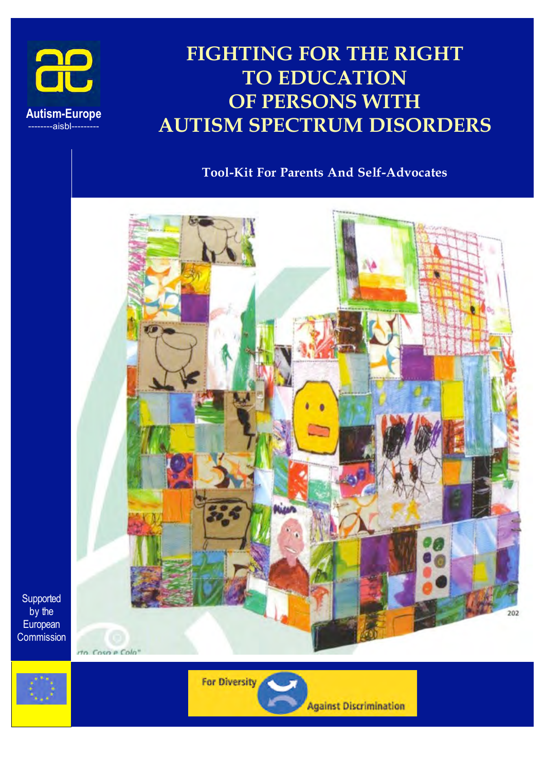Autism-Europe

--------aisbl---------

# FIGHTING FOR THE RIGHT TO EDUCATION OF PERSONS WITH AUTISM SPECTRUM DISORDERS

## Tool-Kit For Parents And Self-Advocates

Supported by the European Commission

For Diversity Against Discrimination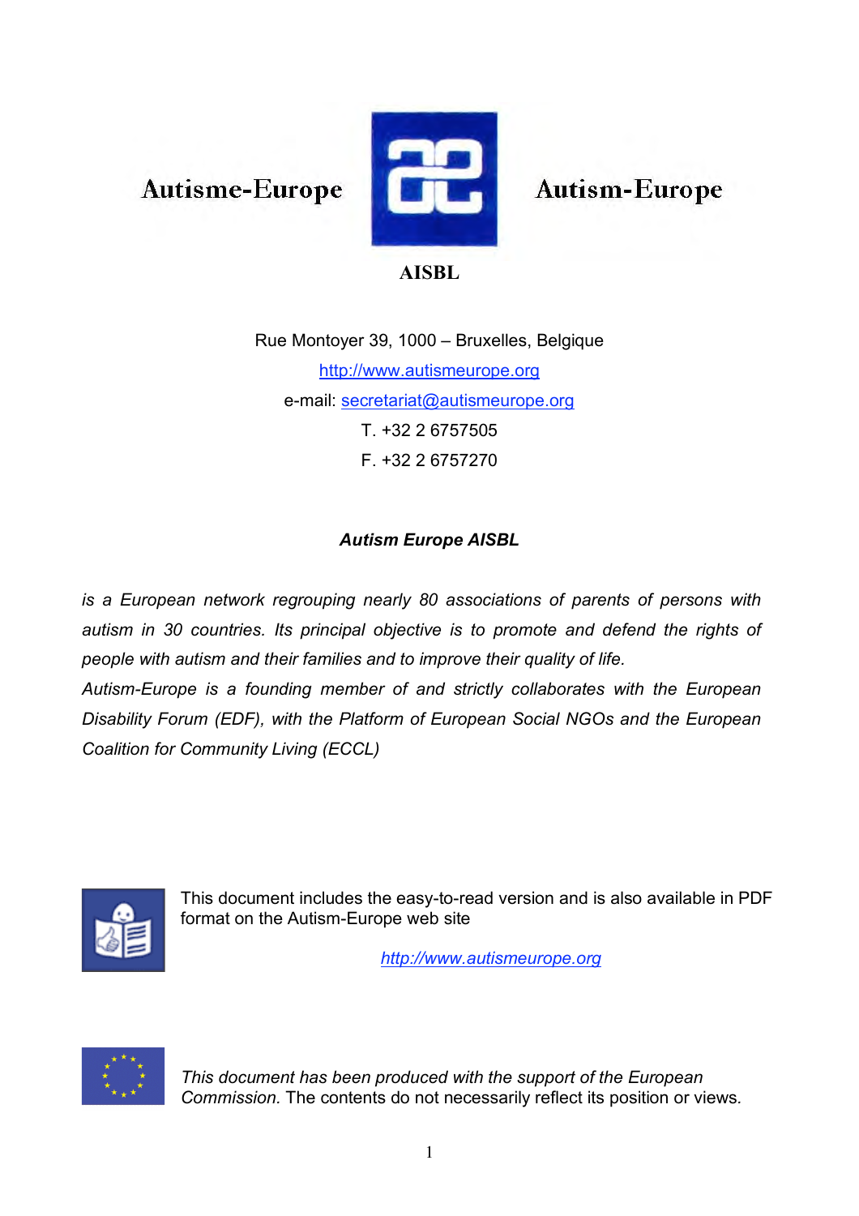Autisme-Europe

Autism-Europe

**AISBL**

Rue Montoyer 39, 1000 – Bruxelles, Belgique

http://www.autismeurope.org

e-mail: secretariat@autismeurope.org

T. +32 2 6757505

F. +32 2 6757270

***Autism Europe AISBL***

*is a European network regrouping nearly 80 associations of parents of persons with autism in 30 countries. Its principal objective is to promote and defend the rights of people with autism and their families and to improve their quality of life.*

*Autism-Europe is a founding member of and strictly collaborates with the European Disability Forum (EDF), with the Platform of European Social NGOs and the European Coalition for Community Living (ECCL)*

This document includes the easy-to-read version and is also available in PDF format on the Autism-Europe web site

*http://www.autismeurope.org*

*This document has been produced with the support of the European Commission.* The contents do not necessarily reflect its position or views.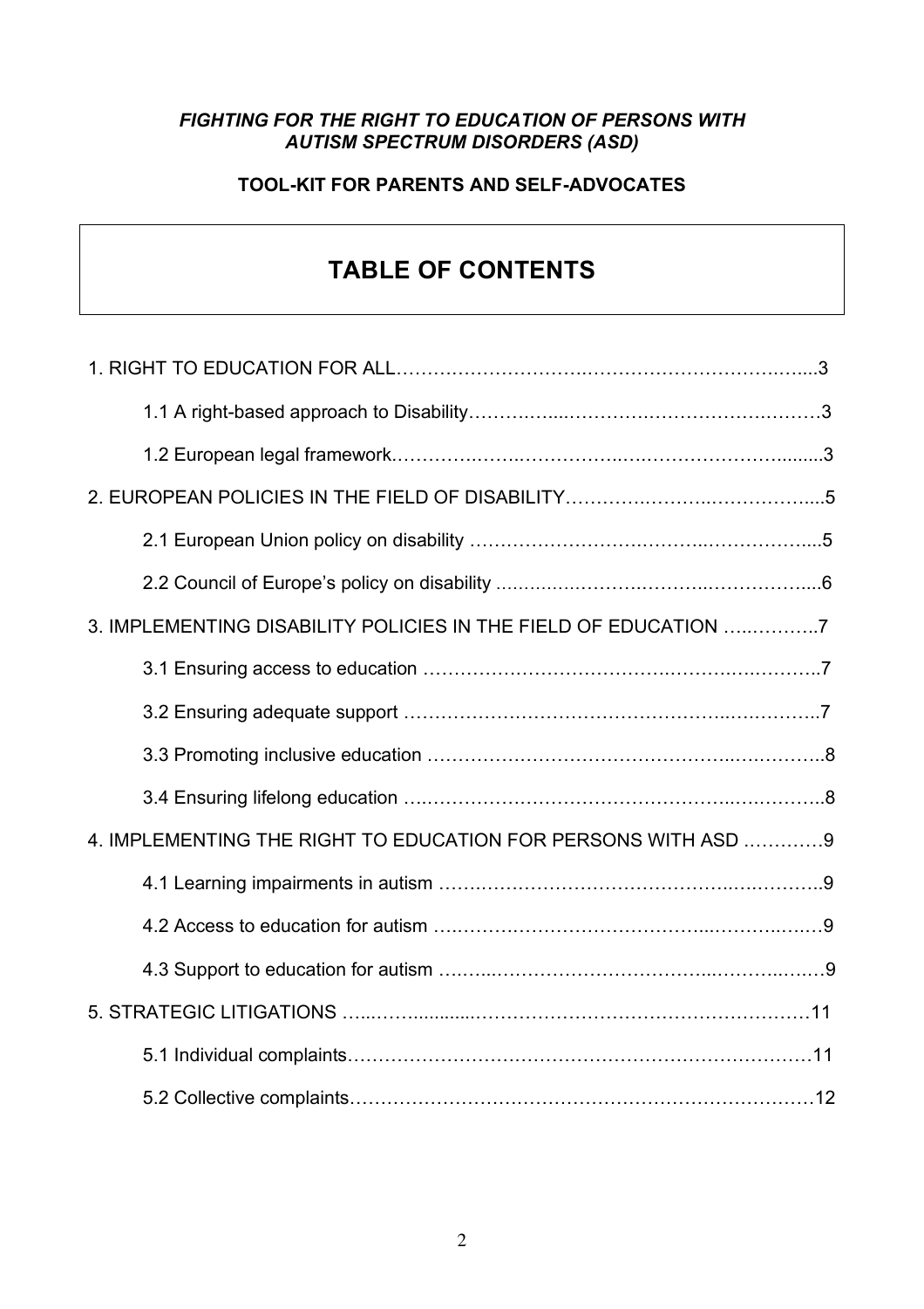***FIGHTING FOR THE RIGHT TO EDUCATION OF PERSONS WITH AUTISM SPECTRUM DISORDERS (ASD)***

**TOOL-KIT FOR PARENTS AND SELF-ADVOCATES**

# TABLE OF CONTENTS

1. RIGHT TO EDUCATION FOR ALL……………………….……………………….…....3
    - 1.1 A right-based approach to Disability……….…...……….………………….………3
    - 1.2 European legal framework.………….…….……………….….…………………........3
2. EUROPEAN POLICIES IN THE FIELD OF DISABILITY……….……….……………....5
    - 2.1 European Union policy on disability ……………………….……….……………....5
    - 2.2 Council of Europe's policy on disability ….…….………….……….……………....6
3. IMPLEMENTING DISABILITY POLICIES IN THE FIELD OF EDUCATION …..………..7
    - 3.1 Ensuring access to education ………………………………….……….….……..7
    - 3.2 Ensuring adequate support …………………………………………..….………..7
    - 3.3 Promoting inclusive education …………………………………………..….……….8
    - 3.4 Ensuring lifelong education ….…………………………………………..….………..8
4. IMPLEMENTING THE RIGHT TO EDUCATION FOR PERSONS WITH ASD …………9
    - 4.1 Learning impairments in autism ….…….……………………………….….………..9
    - 4.2 Access to education for autism ….……………………………...……….….…9
    - 4.3 Support to education for autism ….…...……………………………...……….……9
5. STRATEGIC LITIGATIONS …..……..........………………………………………………11
    - 5.1 Individual complaints……………………………………………………………………11
    - 5.2 Collective complaints………………………………………………………….……12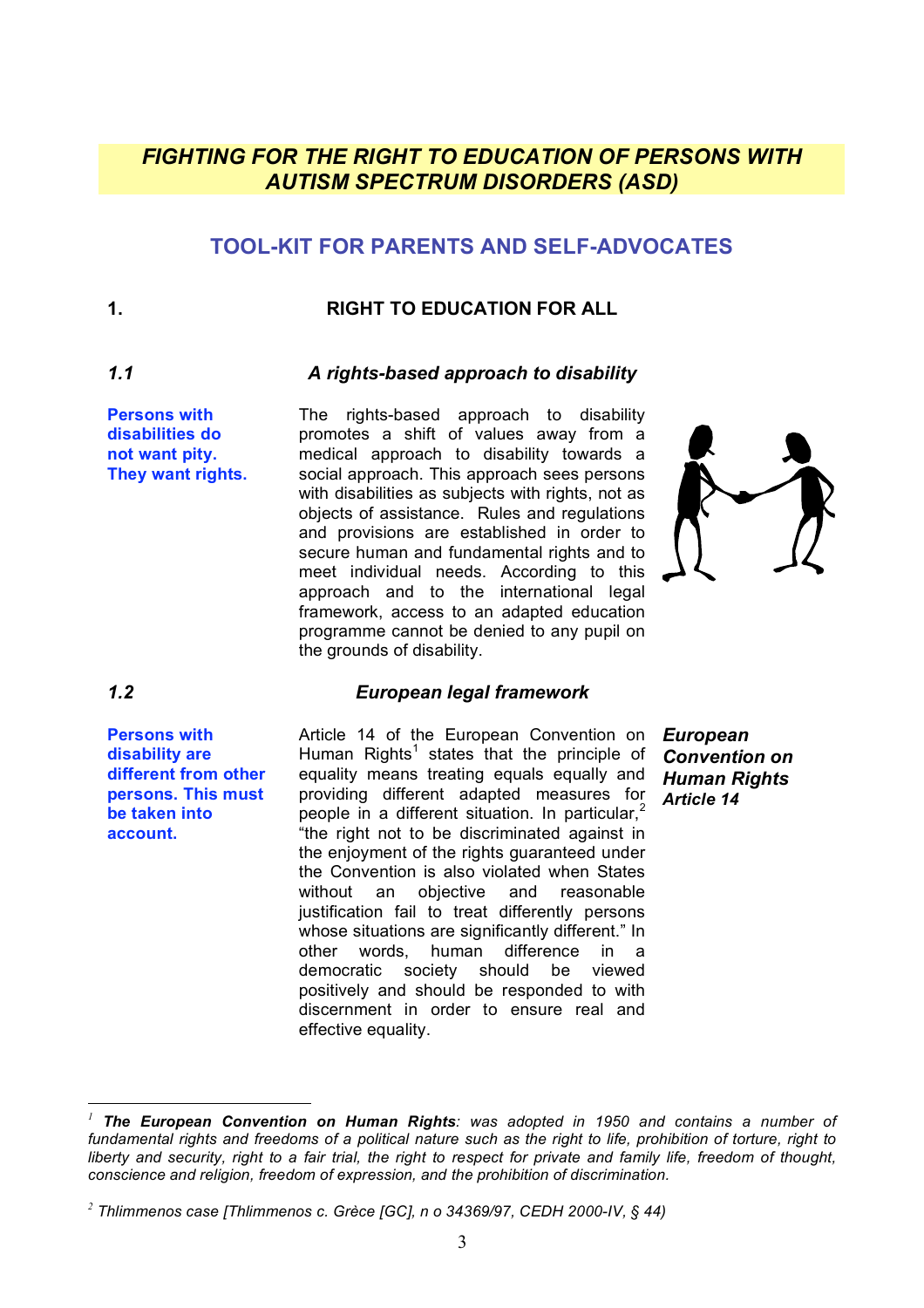# FIGHTING FOR THE RIGHT TO EDUCATION OF PERSONS WITH AUTISM SPECTRUM DISORDERS (ASD)

## TOOL-KIT FOR PARENTS AND SELF-ADVOCATES

## 1. RIGHT TO EDUCATION FOR ALL

### *1.1 A rights-based approach to disability*

**Persons with disabilities do not want pity. They want rights.**

The rights-based approach to disability promotes a shift of values away from a medical approach to disability towards a social approach. This approach sees persons with disabilities as subjects with rights, not as objects of assistance. Rules and regulations and provisions are established in order to secure human and fundamental rights and to meet individual needs. According to this approach and to the international legal framework, access to an adapted education programme cannot be denied to any pupil on the grounds of disability.

### *1.2 European legal framework*

**Persons with disability are different from other persons. This must be taken into account.**

***European Convention on Human Rights Article 14***

Article 14 of the European Convention on Human Rights[1] states that the principle of equality means treating equals equally and providing different adapted measures for people in a different situation. In particular,[2] "the right not to be discriminated against in the enjoyment of the rights guaranteed under the Convention is also violated when States without an objective and reasonable justification fail to treat differently persons whose situations are significantly different." In other words, human difference in a democratic society should be viewed positively and should be responded to with discernment in order to ensure real and effective equality.

---

[1] ***The European Convention on Human Rights****: was adopted in 1950 and contains a number of fundamental rights and freedoms of a political nature such as the right to life, prohibition of torture, right to liberty and security, right to a fair trial, the right to respect for private and family life, freedom of thought, conscience and religion, freedom of expression, and the prohibition of discrimination.*

[2] *Thlimmenos case [Thlimmenos c. Grèce [GC], n o 34369/97, CEDH 2000-IV, § 44)*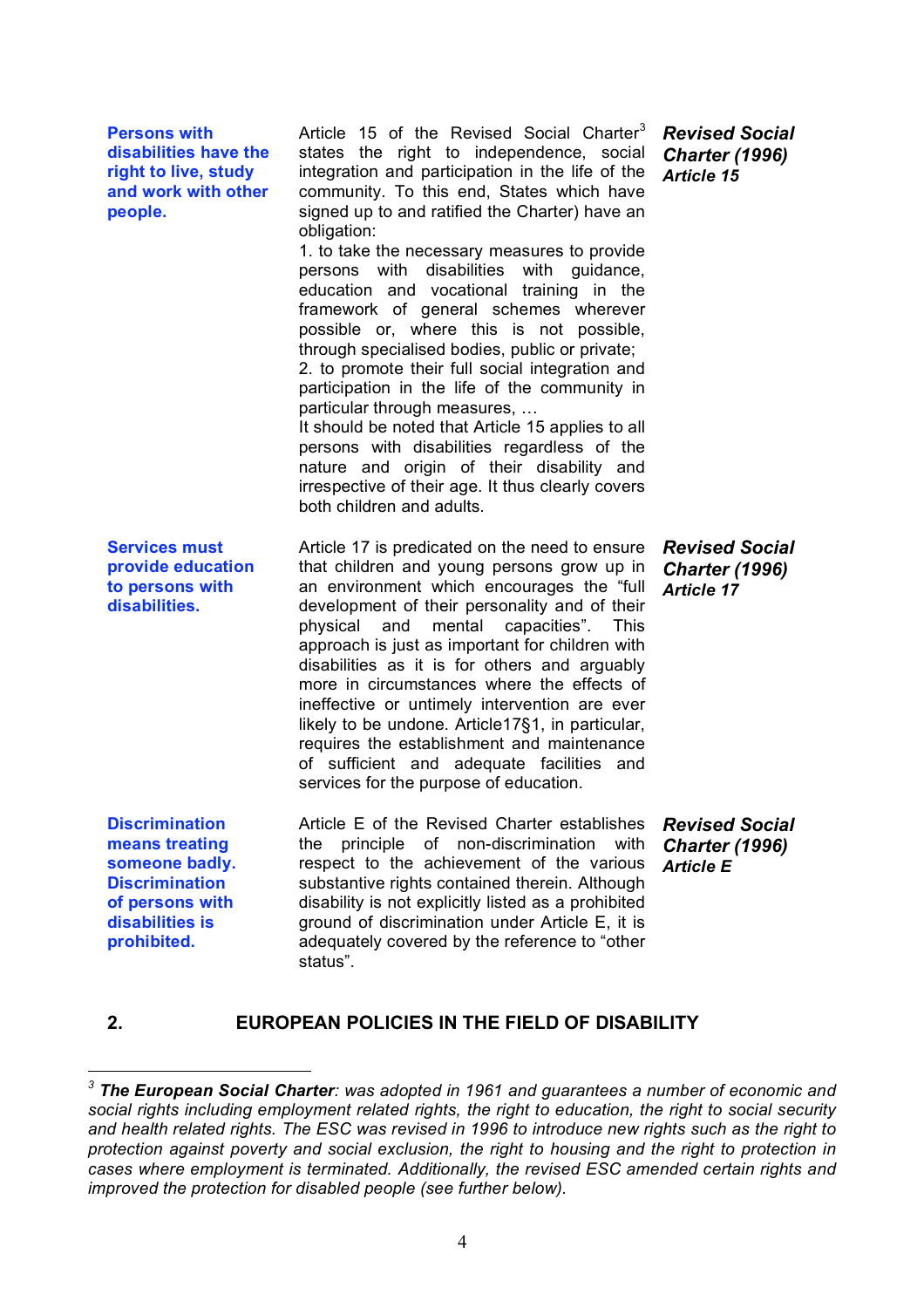**Persons with disabilities have the right to live, study and work with other people.**

Article 15 of the Revised Social Charter[3] states the right to independence, social integration and participation in the life of the community. To this end, States which have signed up to and ratified the Charter) have an obligation:

1. to take the necessary measures to provide persons with disabilities with guidance, education and vocational training in the framework of general schemes wherever possible or, where this is not possible, through specialised bodies, public or private;
2. to promote their full social integration and participation in the life of the community in particular through measures, …

It should be noted that Article 15 applies to all persons with disabilities regardless of the nature and origin of their disability and irrespective of their age. It thus clearly covers both children and adults.

***Revised Social Charter (1996) Article 15***

**Services must provide education to persons with disabilities.**

Article 17 is predicated on the need to ensure that children and young persons grow up in an environment which encourages the "full development of their personality and of their physical and mental capacities". This approach is just as important for children with disabilities as it is for others and arguably more in circumstances where the effects of ineffective or untimely intervention are ever likely to be undone. Article17§1, in particular, requires the establishment and maintenance of sufficient and adequate facilities and services for the purpose of education.

***Revised Social Charter (1996) Article 17***

**Discrimination means treating someone badly. Discrimination of persons with disabilities is prohibited.**

Article E of the Revised Charter establishes the principle of non-discrimination with respect to the achievement of the various substantive rights contained therein. Although disability is not explicitly listed as a prohibited ground of discrimination under Article E, it is adequately covered by the reference to "other status".

***Revised Social Charter (1996) Article E***

## 2. EUROPEAN POLICIES IN THE FIELD OF DISABILITY

---

[3] ***The European Social Charter**: was adopted in 1961 and guarantees a number of economic and social rights including employment related rights, the right to education, the right to social security and health related rights. The ESC was revised in 1996 to introduce new rights such as the right to protection against poverty and social exclusion, the right to housing and the right to protection in cases where employment is terminated. Additionally, the revised ESC amended certain rights and improved the protection for disabled people (see further below).*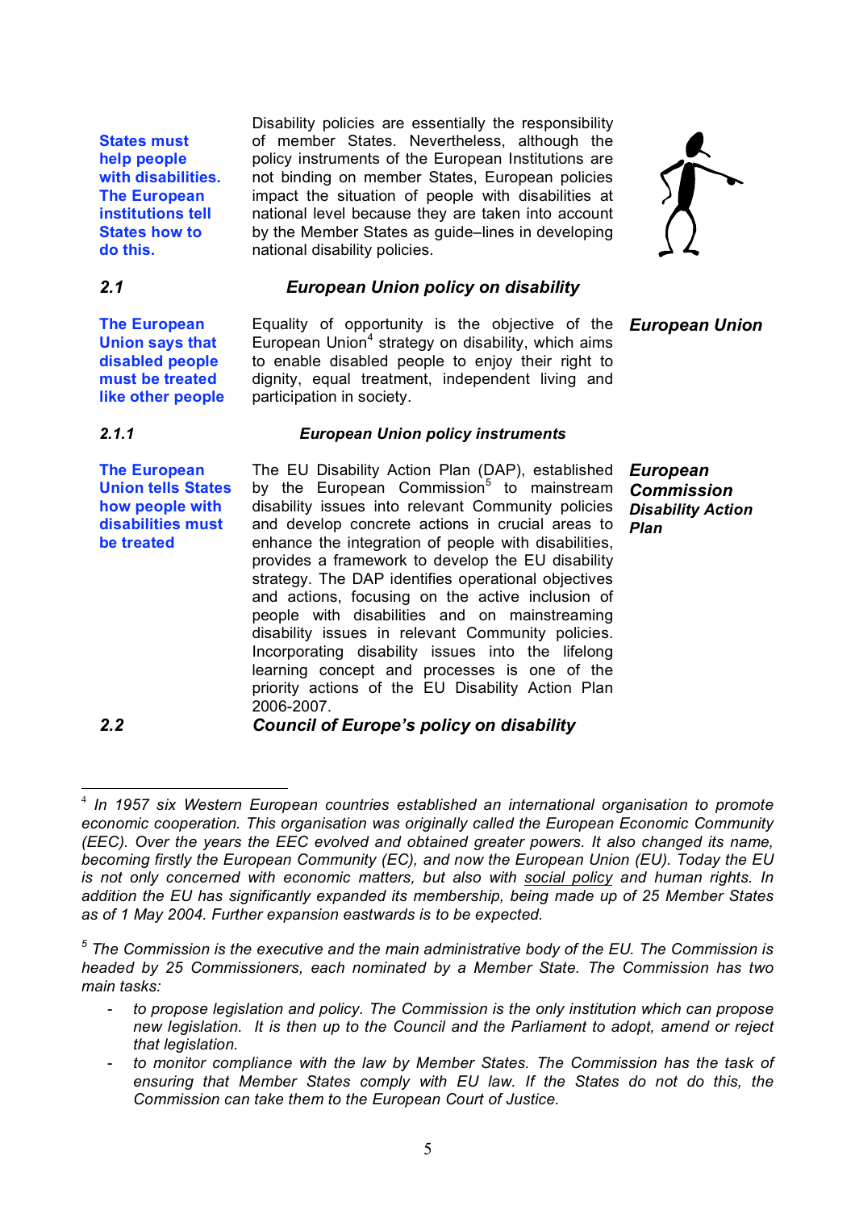**States must help people with disabilities. The European institutions tell States how to do this.**

Disability policies are essentially the responsibility of member States. Nevertheless, although the policy instruments of the European Institutions are not binding on member States, European policies impact the situation of people with disabilities at national level because they are taken into account by the Member States as guide–lines in developing national disability policies.

## 2.1 *European Union policy on disability*

***European Union***

**The European Union says that disabled people must be treated like other people**

Equality of opportunity is the objective of the European Union[4] strategy on disability, which aims to enable disabled people to enjoy their right to dignity, equal treatment, independent living and participation in society.

### 2.1.1 *European Union policy instruments*

***European Commission Disability Action Plan***

**The European Union tells States how people with disabilities must be treated**

The EU Disability Action Plan (DAP), established by the European Commission[5] to mainstream disability issues into relevant Community policies and develop concrete actions in crucial areas to enhance the integration of people with disabilities, provides a framework to develop the EU disability strategy. The DAP identifies operational objectives and actions, focusing on the active inclusion of people with disabilities and on mainstreaming disability issues in relevant Community policies. Incorporating disability issues into the lifelong learning concept and processes is one of the priority actions of the EU Disability Action Plan 2006-2007.

## 2.2 *Council of Europe's policy on disability*

---

[4] *In 1957 six Western European countries established an international organisation to promote economic cooperation. This organisation was originally called the European Economic Community (EEC). Over the years the EEC evolved and obtained greater powers. It also changed its name, becoming firstly the European Community (EC), and now the European Union (EU). Today the EU is not only concerned with economic matters, but also with social policy and human rights. In addition the EU has significantly expanded its membership, being made up of 25 Member States as of 1 May 2004. Further expansion eastwards is to be expected.*

[5] *The Commission is the executive and the main administrative body of the EU. The Commission is headed by 25 Commissioners, each nominated by a Member State. The Commission has two main tasks:*

- *to propose legislation and policy. The Commission is the only institution which can propose new legislation. It is then up to the Council and the Parliament to adopt, amend or reject that legislation.*
- *to monitor compliance with the law by Member States. The Commission has the task of ensuring that Member States comply with EU law. If the States do not do this, the Commission can take them to the European Court of Justice.*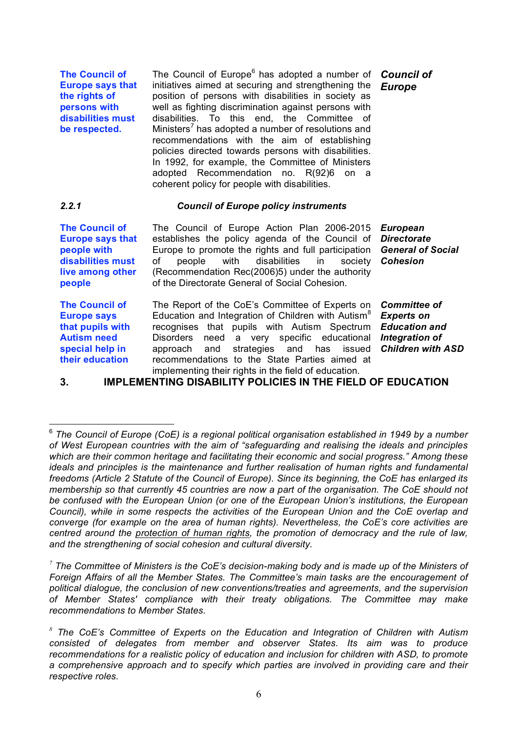**The Council of Europe says that the rights of persons with disabilities must be respected.**

***Council of Europe***

The Council of Europe[6] has adopted a number of initiatives aimed at securing and strengthening the position of persons with disabilities in society as well as fighting discrimination against persons with disabilities. To this end, the Committee of Ministers[7] has adopted a number of resolutions and recommendations with the aim of establishing policies directed towards persons with disabilities. In 1992, for example, the Committee of Ministers adopted Recommendation no. R(92)6 on a coherent policy for people with disabilities.

### *2.2.1 Council of Europe policy instruments*

**The Council of Europe says that people with disabilities must live among other people**

***European Directorate General of Social Cohesion***

The Council of Europe Action Plan 2006-2015 establishes the policy agenda of the Council of Europe to promote the rights and full participation of people with disabilities in society (Recommendation Rec(2006)5) under the authority of the Directorate General of Social Cohesion.

**The Council of Europe says that pupils with Autism need special help in their education**

***Committee of Experts on Education and Integration of Children with ASD***

The Report of the CoE's Committee of Experts on Education and Integration of Children with Autism[8] recognises that pupils with Autism Spectrum Disorders need a very specific educational approach and strategies and has issued recommendations to the State Parties aimed at implementing their rights in the field of education.

## 3. IMPLEMENTING DISABILITY POLICIES IN THE FIELD OF EDUCATION

---

[6] *The Council of Europe (CoE) is a regional political organisation established in 1949 by a number of West European countries with the aim of "safeguarding and realising the ideals and principles which are their common heritage and facilitating their economic and social progress." Among these ideals and principles is the maintenance and further realisation of human rights and fundamental freedoms (Article 2 Statute of the Council of Europe). Since its beginning, the CoE has enlarged its membership so that currently 45 countries are now a part of the organisation. The CoE should not be confused with the European Union (or one of the European Union's institutions, the European Council), while in some respects the activities of the European Union and the CoE overlap and converge (for example on the area of human rights). Nevertheless, the CoE's core activities are centred around the protection of human rights, the promotion of democracy and the rule of law, and the strengthening of social cohesion and cultural diversity.*

[7] *The Committee of Ministers is the CoE's decision-making body and is made up of the Ministers of Foreign Affairs of all the Member States. The Committee's main tasks are the encouragement of political dialogue, the conclusion of new conventions/treaties and agreements, and the supervision of Member States' compliance with their treaty obligations. The Committee may make recommendations to Member States.*

[8] *The CoE's Committee of Experts on the Education and Integration of Children with Autism consisted of delegates from member and observer States. Its aim was to produce recommendations for a realistic policy of education and inclusion for children with ASD, to promote a comprehensive approach and to specify which parties are involved in providing care and their respective roles.*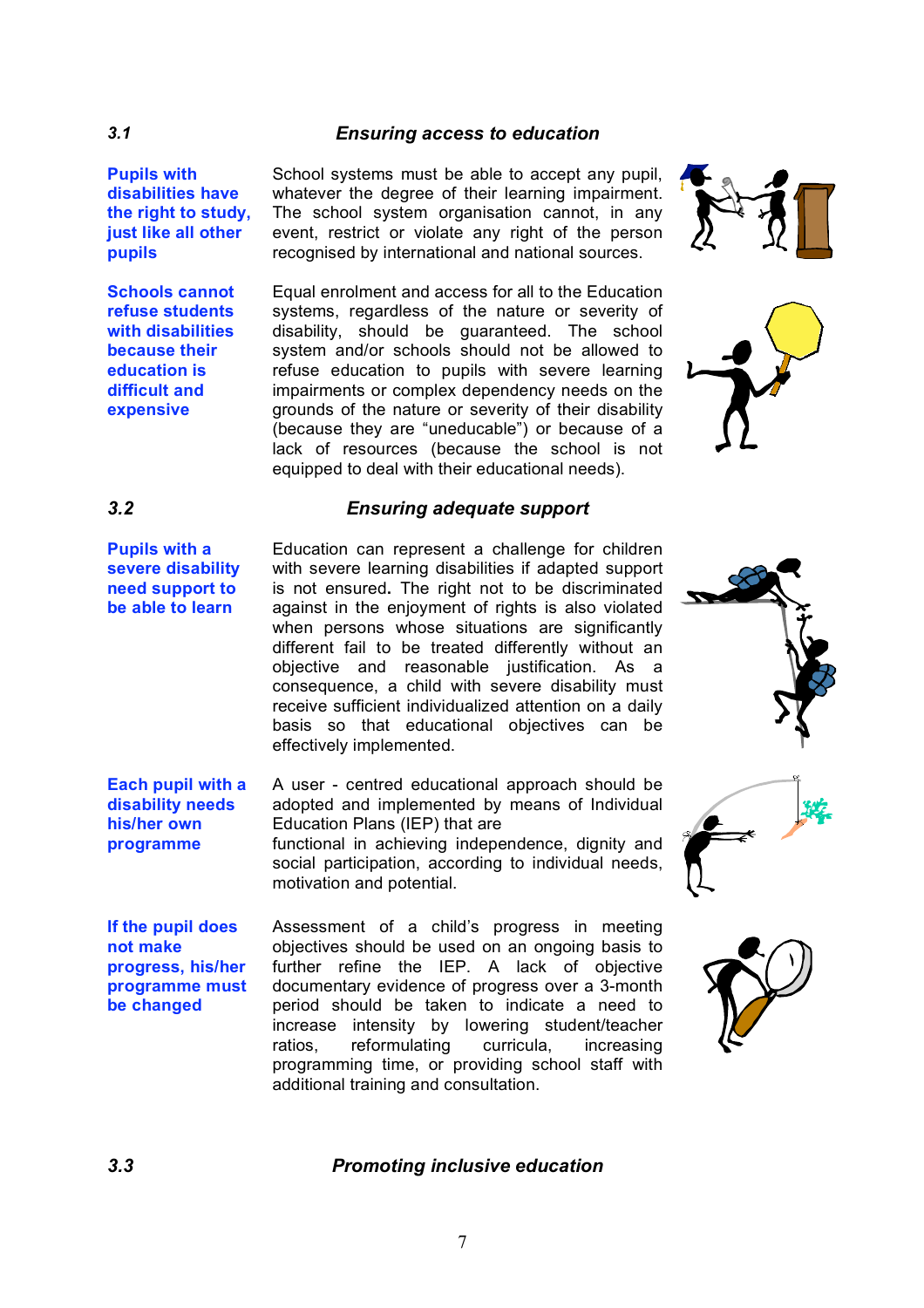## 3.1 Ensuring access to education

**Pupils with disabilities have the right to study, just like all other pupils**

School systems must be able to accept any pupil, whatever the degree of their learning impairment. The school system organisation cannot, in any event, restrict or violate any right of the person recognised by international and national sources.

**Schools cannot refuse students with disabilities because their education is difficult and expensive**

Equal enrolment and access for all to the Education systems, regardless of the nature or severity of disability, should be guaranteed. The school system and/or schools should not be allowed to refuse education to pupils with severe learning impairments or complex dependency needs on the grounds of the nature or severity of their disability (because they are "uneducable") or because of a lack of resources (because the school is not equipped to deal with their educational needs).

## 3.2 Ensuring adequate support

**Pupils with a severe disability need support to be able to learn**

Education can represent a challenge for children with severe learning disabilities if adapted support is not ensured**.** The right not to be discriminated against in the enjoyment of rights is also violated when persons whose situations are significantly different fail to be treated differently without an objective and reasonable justification. As a consequence, a child with severe disability must receive sufficient individualized attention on a daily basis so that educational objectives can be effectively implemented.

**Each pupil with a disability needs his/her own programme**

A user - centred educational approach should be adopted and implemented by means of Individual Education Plans (IEP) that are
functional in achieving independence, dignity and social participation, according to individual needs, motivation and potential.

**If the pupil does not make progress, his/her programme must be changed**

Assessment of a child's progress in meeting objectives should be used on an ongoing basis to further refine the IEP. A lack of objective documentary evidence of progress over a 3-month period should be taken to indicate a need to increase intensity by lowering student/teacher ratios, reformulating curricula, increasing programming time, or providing school staff with additional training and consultation.

## 3.3 Promoting inclusive education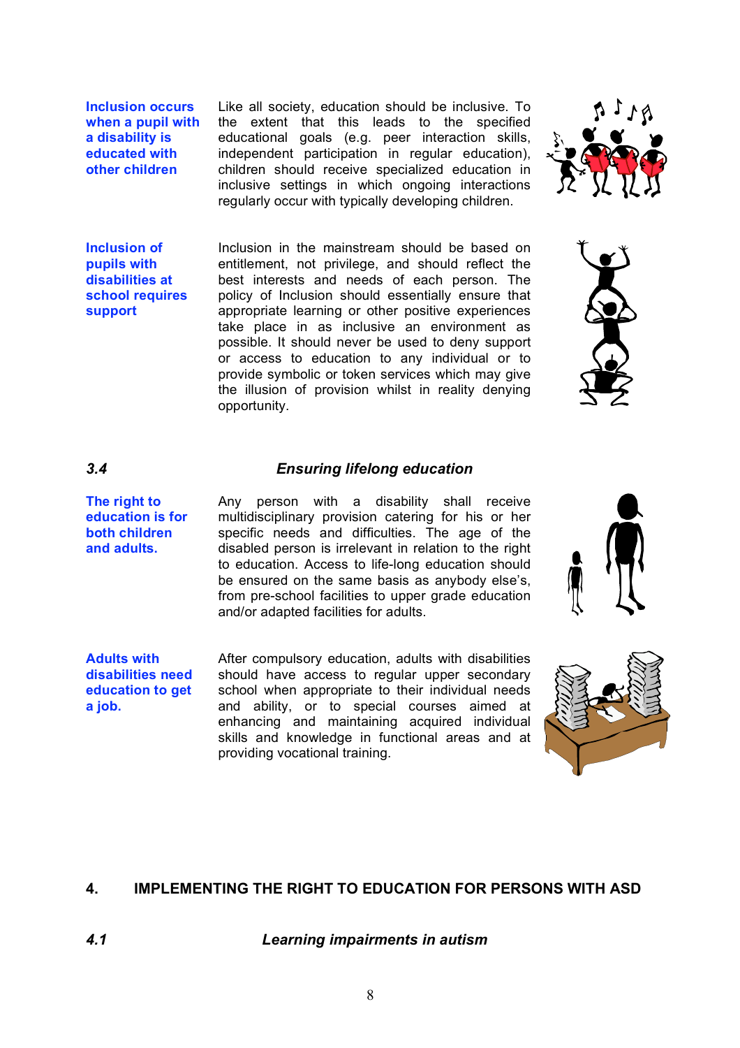**Inclusion occurs when a pupil with a disability is educated with other children**

Like all society, education should be inclusive. To the extent that this leads to the specified educational goals (e.g. peer interaction skills, independent participation in regular education), children should receive specialized education in inclusive settings in which ongoing interactions regularly occur with typically developing children.

**Inclusion of pupils with disabilities at school requires support**

Inclusion in the mainstream should be based on entitlement, not privilege, and should reflect the best interests and needs of each person. The policy of Inclusion should essentially ensure that appropriate learning or other positive experiences take place in as inclusive an environment as possible. It should never be used to deny support or access to education to any individual or to provide symbolic or token services which may give the illusion of provision whilst in reality denying opportunity.

### *3.4 Ensuring lifelong education*

**The right to education is for both children and adults.**

Any person with a disability shall receive multidisciplinary provision catering for his or her specific needs and difficulties. The age of the disabled person is irrelevant in relation to the right to education. Access to life-long education should be ensured on the same basis as anybody else's, from pre-school facilities to upper grade education and/or adapted facilities for adults.

**Adults with disabilities need education to get a job.**

After compulsory education, adults with disabilities should have access to regular upper secondary school when appropriate to their individual needs and ability, or to special courses aimed at enhancing and maintaining acquired individual skills and knowledge in functional areas and at providing vocational training.

## 4. IMPLEMENTING THE RIGHT TO EDUCATION FOR PERSONS WITH ASD

### *4.1 Learning impairments in autism*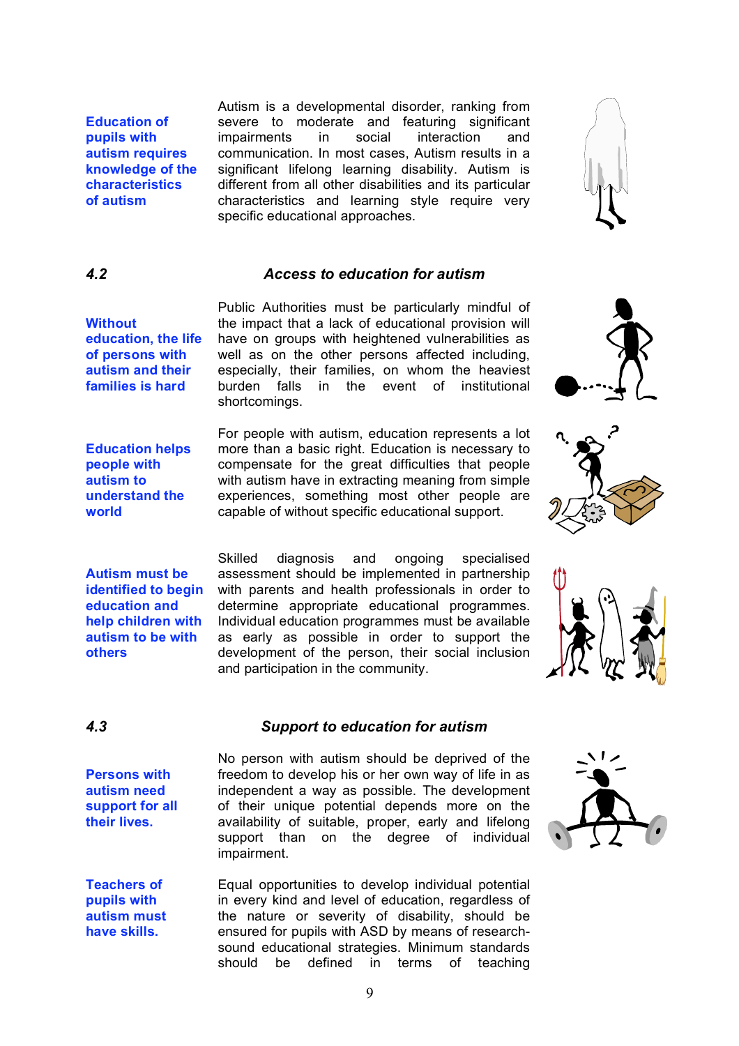**Education of pupils with autism requires knowledge of the characteristics of autism**

Autism is a developmental disorder, ranking from severe to moderate and featuring significant impairments in social interaction and communication. In most cases, Autism results in a significant lifelong learning disability. Autism is different from all other disabilities and its particular characteristics and learning style require very specific educational approaches.

### 4.2 *Access to education for autism*

**Without education, the life of persons with autism and their families is hard**

Public Authorities must be particularly mindful of the impact that a lack of educational provision will have on groups with heightened vulnerabilities as well as on the other persons affected including, especially, their families, on whom the heaviest burden falls in the event of institutional shortcomings.

**Education helps people with autism to understand the world**

For people with autism, education represents a lot more than a basic right. Education is necessary to compensate for the great difficulties that people with autism have in extracting meaning from simple experiences, something most other people are capable of without specific educational support.

**Autism must be identified to begin education and help children with autism to be with others**

Skilled diagnosis and ongoing specialised assessment should be implemented in partnership with parents and health professionals in order to determine appropriate educational programmes. Individual education programmes must be available as early as possible in order to support the development of the person, their social inclusion and participation in the community.

### 4.3 *Support to education for autism*

**Persons with autism need support for all their lives.**

No person with autism should be deprived of the freedom to develop his or her own way of life in as independent a way as possible. The development of their unique potential depends more on the availability of suitable, proper, early and lifelong support than on the degree of individual impairment.

**Teachers of pupils with autism must have skills.**

Equal opportunities to develop individual potential in every kind and level of education, regardless of the nature or severity of disability, should be ensured for pupils with ASD by means of research-sound educational strategies. Minimum standards should be defined in terms of teaching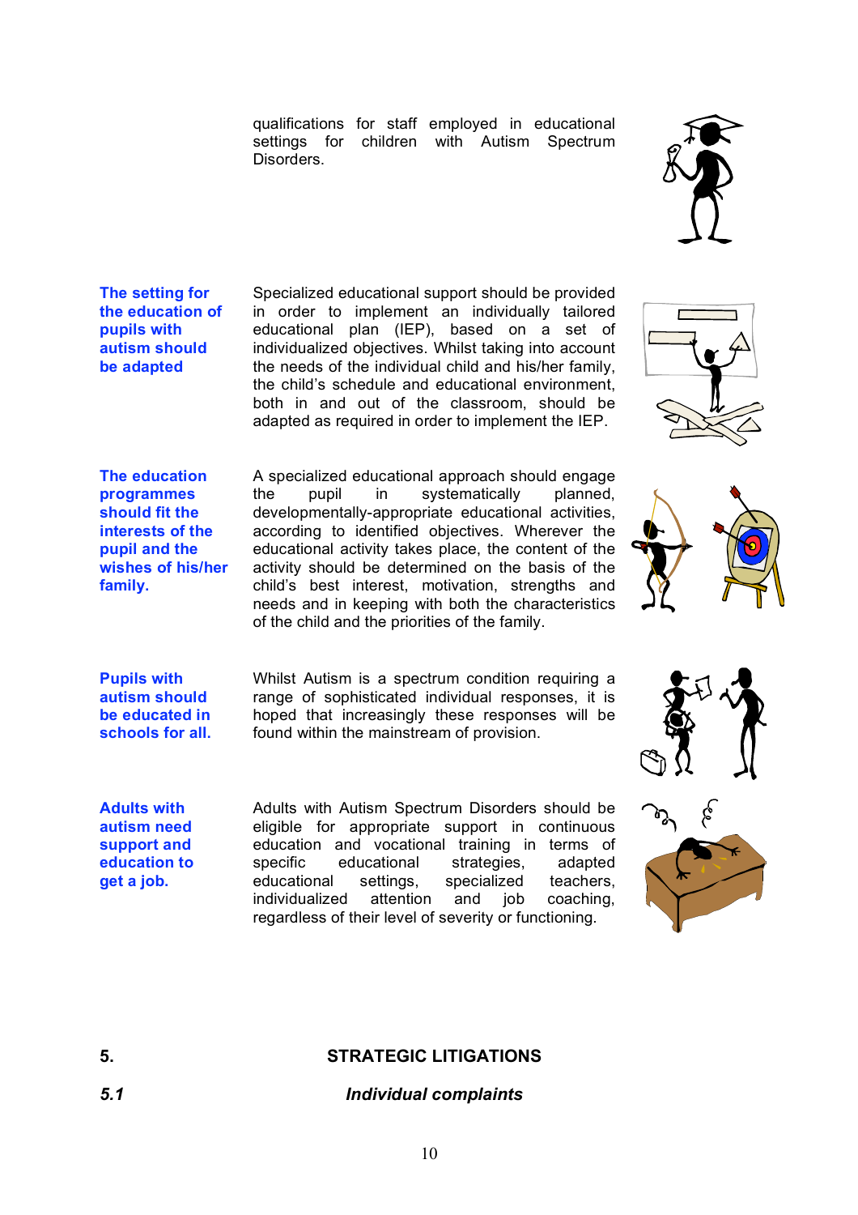qualifications for staff employed in educational settings for children with Autism Spectrum Disorders.

**The setting for the education of pupils with autism should be adapted**

Specialized educational support should be provided in order to implement an individually tailored educational plan (IEP), based on a set of individualized objectives. Whilst taking into account the needs of the individual child and his/her family, the child's schedule and educational environment, both in and out of the classroom, should be adapted as required in order to implement the IEP.

**The education programmes should fit the interests of the pupil and the wishes of his/her family.**

A specialized educational approach should engage the pupil in systematically planned, developmentally-appropriate educational activities, according to identified objectives. Wherever the educational activity takes place, the content of the activity should be determined on the basis of the child's best interest, motivation, strengths and needs and in keeping with both the characteristics of the child and the priorities of the family.

**Pupils with autism should be educated in schools for all.**

Whilst Autism is a spectrum condition requiring a range of sophisticated individual responses, it is hoped that increasingly these responses will be found within the mainstream of provision.

**Adults with autism need support and education to get a job.**

Adults with Autism Spectrum Disorders should be eligible for appropriate support in continuous education and vocational training in terms of specific educational strategies, adapted educational settings, specialized teachers, individualized attention and job coaching, regardless of their level of severity or functioning.

## 5. STRATEGIC LITIGATIONS

### *5.1 Individual complaints*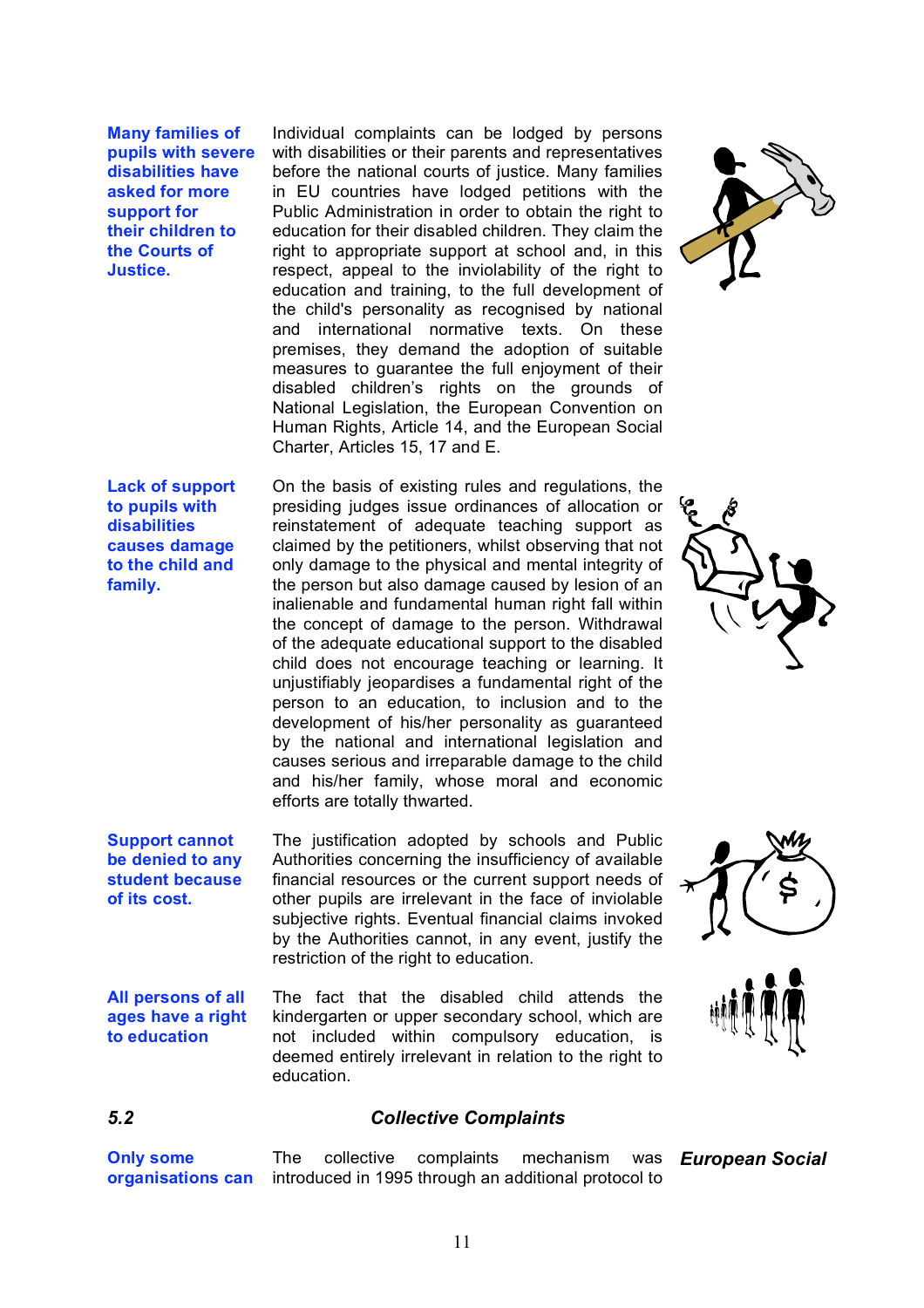**Many families of pupils with severe disabilities have asked for more support for their children to the Courts of Justice.**

Individual complaints can be lodged by persons with disabilities or their parents and representatives before the national courts of justice. Many families in EU countries have lodged petitions with the Public Administration in order to obtain the right to education for their disabled children. They claim the right to appropriate support at school and, in this respect, appeal to the inviolability of the right to education and training, to the full development of the child's personality as recognised by national and international normative texts. On these premises, they demand the adoption of suitable measures to guarantee the full enjoyment of their disabled children's rights on the grounds of National Legislation, the European Convention on Human Rights, Article 14, and the European Social Charter, Articles 15, 17 and E.

**Lack of support to pupils with disabilities causes damage to the child and family.**

On the basis of existing rules and regulations, the presiding judges issue ordinances of allocation or reinstatement of adequate teaching support as claimed by the petitioners, whilst observing that not only damage to the physical and mental integrity of the person but also damage caused by lesion of an inalienable and fundamental human right fall within the concept of damage to the person. Withdrawal of the adequate educational support to the disabled child does not encourage teaching or learning. It unjustifiably jeopardises a fundamental right of the person to an education, to inclusion and to the development of his/her personality as guaranteed by the national and international legislation and causes serious and irreparable damage to the child and his/her family, whose moral and economic efforts are totally thwarted.

**Support cannot be denied to any student because of its cost.**

The justification adopted by schools and Public Authorities concerning the insufficiency of available financial resources or the current support needs of other pupils are irrelevant in the face of inviolable subjective rights. Eventual financial claims invoked by the Authorities cannot, in any event, justify the restriction of the right to education.

**All persons of all ages have a right to education**

The fact that the disabled child attends the kindergarten or upper secondary school, which are not included within compulsory education, is deemed entirely irrelevant in relation to the right to education.

### *5.2 Collective Complaints*

**Only some organisations can**

***European Social***

The collective complaints mechanism was introduced in 1995 through an additional protocol to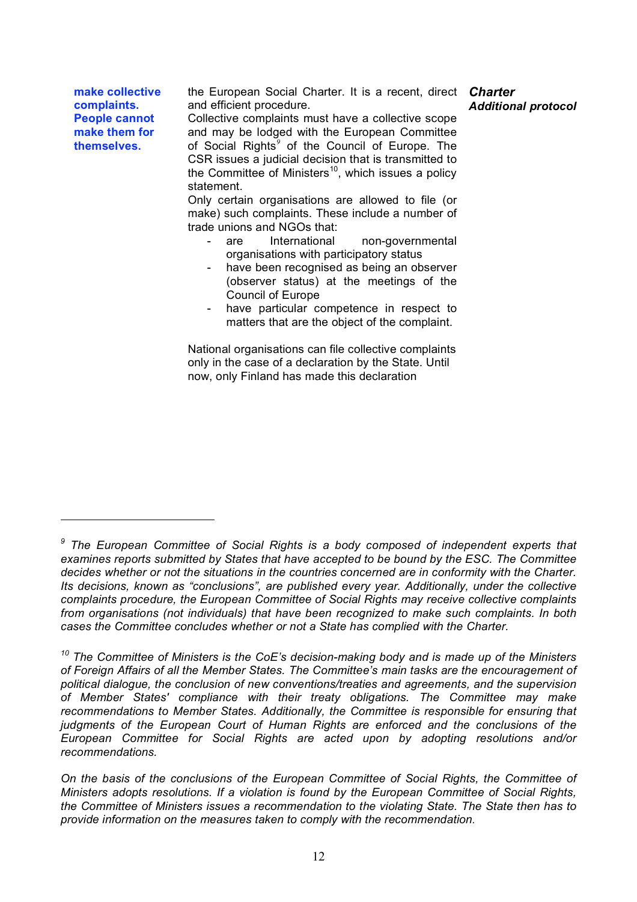**make collective complaints. People cannot make them for themselves.**

***Charter Additional protocol***

the European Social Charter. It is a recent, direct and efficient procedure.
Collective complaints must have a collective scope and may be lodged with the European Committee of Social Rights[9] of the Council of Europe. The CSR issues a judicial decision that is transmitted to the Committee of Ministers[10], which issues a policy statement.
Only certain organisations are allowed to file (or make) such complaints. These include a number of trade unions and NGOs that:

- are International non-governmental organisations with participatory status
- have been recognised as being an observer (observer status) at the meetings of the Council of Europe
- have particular competence in respect to matters that are the object of the complaint.

National organisations can file collective complaints only in the case of a declaration by the State. Until now, only Finland has made this declaration

---

*[9] The European Committee of Social Rights is a body composed of independent experts that examines reports submitted by States that have accepted to be bound by the ESC. The Committee decides whether or not the situations in the countries concerned are in conformity with the Charter. Its decisions, known as "conclusions", are published every year. Additionally, under the collective complaints procedure, the European Committee of Social Rights may receive collective complaints from organisations (not individuals) that have been recognized to make such complaints. In both cases the Committee concludes whether or not a State has complied with the Charter.*

*[10] The Committee of Ministers is the CoE's decision-making body and is made up of the Ministers of Foreign Affairs of all the Member States. The Committee's main tasks are the encouragement of political dialogue, the conclusion of new conventions/treaties and agreements, and the supervision of Member States' compliance with their treaty obligations. The Committee may make recommendations to Member States. Additionally, the Committee is responsible for ensuring that judgments of the European Court of Human Rights are enforced and the conclusions of the European Committee for Social Rights are acted upon by adopting resolutions and/or recommendations.*

*On the basis of the conclusions of the European Committee of Social Rights, the Committee of Ministers adopts resolutions. If a violation is found by the European Committee of Social Rights, the Committee of Ministers issues a recommendation to the violating State. The State then has to provide information on the measures taken to comply with the recommendation.*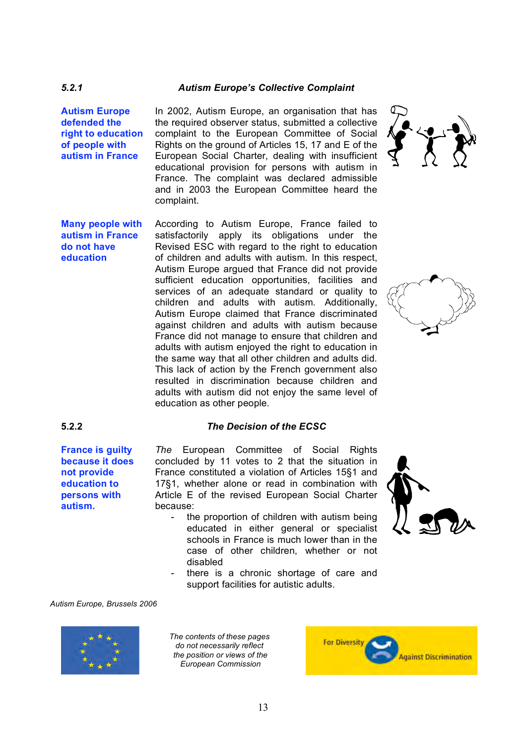### *5.2.1 Autism Europe's Collective Complaint*

**Autism Europe defended the right to education of people with autism in France**

In 2002, Autism Europe, an organisation that has the required observer status, submitted a collective complaint to the European Committee of Social Rights on the ground of Articles 15, 17 and E of the European Social Charter, dealing with insufficient educational provision for persons with autism in France. The complaint was declared admissible and in 2003 the European Committee heard the complaint.

**Many people with autism in France do not have education**

According to Autism Europe, France failed to satisfactorily apply its obligations under the Revised ESC with regard to the right to education of children and adults with autism. In this respect, Autism Europe argued that France did not provide sufficient education opportunities, facilities and services of an adequate standard or quality to children and adults with autism. Additionally, Autism Europe claimed that France discriminated against children and adults with autism because France did not manage to ensure that children and adults with autism enjoyed the right to education in the same way that all other children and adults did. This lack of action by the French government also resulted in discrimination because children and adults with autism did not enjoy the same level of education as other people.

### 5.2.2 *The Decision of the ECSC*

**France is guilty because it does not provide education to persons with autism.**

*The* European Committee of Social Rights concluded by 11 votes to 2 that the situation in France constituted a violation of Articles 15§1 and 17§1, whether alone or read in combination with Article E of the revised European Social Charter because:

- the proportion of children with autism being educated in either general or specialist schools in France is much lower than in the case of other children, whether or not disabled
- there is a chronic shortage of care and support facilities for autistic adults.

*Autism Europe, Brussels 2006*

*The contents of these pages do not necessarily reflect the position or views of the European Commission*

For Diversity Against Discrimination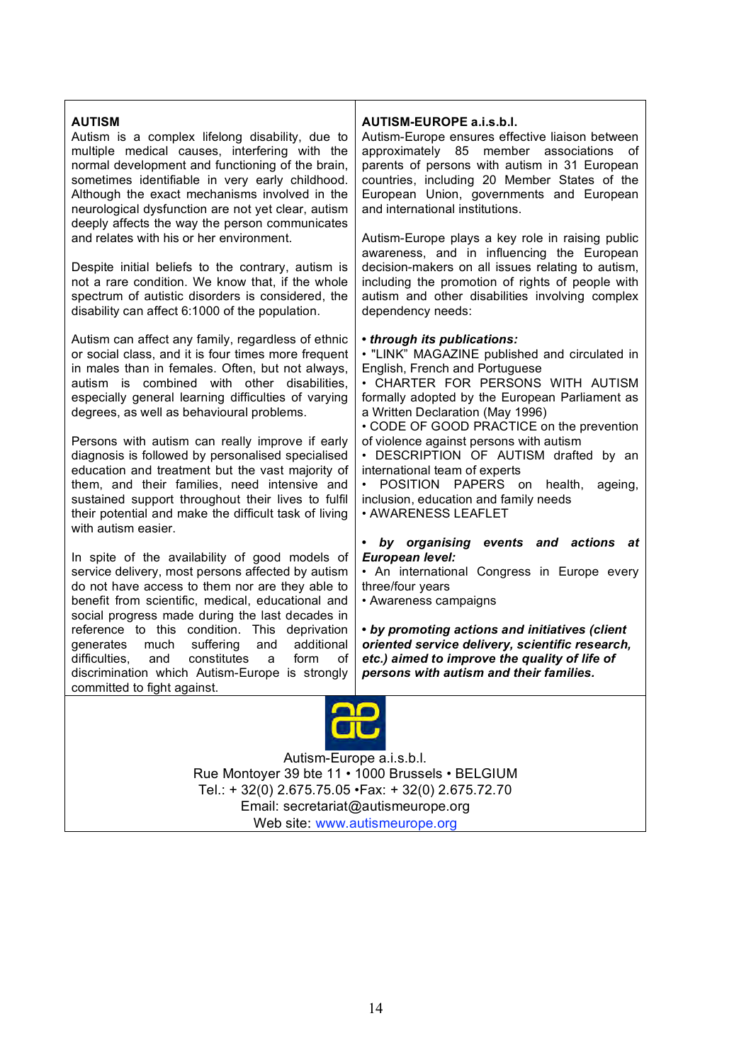## AUTISM

Autism is a complex lifelong disability, due to multiple medical causes, interfering with the normal development and functioning of the brain, sometimes identifiable in very early childhood. Although the exact mechanisms involved in the neurological dysfunction are not yet clear, autism deeply affects the way the person communicates and relates with his or her environment.

Despite initial beliefs to the contrary, autism is not a rare condition. We know that, if the whole spectrum of autistic disorders is considered, the disability can affect 6:1000 of the population.

Autism can affect any family, regardless of ethnic or social class, and it is four times more frequent in males than in females. Often, but not always, autism is combined with other disabilities, especially general learning difficulties of varying degrees, as well as behavioural problems.

Persons with autism can really improve if early diagnosis is followed by personalised specialised education and treatment but the vast majority of them, and their families, need intensive and sustained support throughout their lives to fulfil their potential and make the difficult task of living with autism easier.

In spite of the availability of good models of service delivery, most persons affected by autism do not have access to them nor are they able to benefit from scientific, medical, educational and social progress made during the last decades in reference to this condition. This deprivation generates much suffering and additional difficulties, and constitutes a form of discrimination which Autism-Europe is strongly committed to fight against.

## AUTISM-EUROPE a.i.s.b.l.

Autism-Europe ensures effective liaison between approximately 85 member associations of parents of persons with autism in 31 European countries, including 20 Member States of the European Union, governments and European and international institutions.

Autism-Europe plays a key role in raising public awareness, and in influencing the European decision-makers on all issues relating to autism, including the promotion of rights of people with autism and other disabilities involving complex dependency needs:

• ***through its publications:***

• "LINK" MAGAZINE published and circulated in English, French and Portuguese
• CHARTER FOR PERSONS WITH AUTISM formally adopted by the European Parliament as a Written Declaration (May 1996)
• CODE OF GOOD PRACTICE on the prevention of violence against persons with autism
• DESCRIPTION OF AUTISM drafted by an international team of experts
• POSITION PAPERS on health, ageing, inclusion, education and family needs
• AWARENESS LEAFLET

• ***by organising events and actions at European level:***

• An international Congress in Europe every three/four years
• Awareness campaigns

• ***by promoting actions and initiatives (client oriented service delivery, scientific research, etc.) aimed to improve the quality of life of persons with autism and their families.***

Autism-Europe a.i.s.b.l.
Rue Montoyer 39 bte 11 • 1000 Brussels • BELGIUM
Tel.: + 32(0) 2.675.75.05 •Fax: + 32(0) 2.675.72.70
Email: secretariat@autismeurope.org
Web site: www.autismeurope.org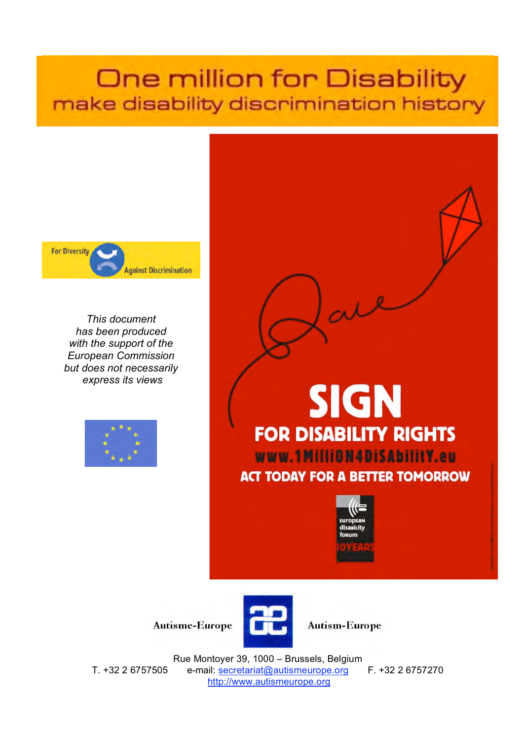# One million for Disability

## make disability discrimination history

For Diversity Against Discrimination

*This document has been produced with the support of the European Commission but does not necessarily express its views*

SIGN

FOR DISABILITY RIGHTS

www.1MilliON4DiSAbilitY.eu

ACT TODAY FOR A BETTER TOMORROW

European disability forum 10YEARS

Autisme-Europe Autism-Europe

Rue Montoyer 39, 1000 – Brussels, Belgium

T. +32 2 6757505 e-mail: secretariat@autismeurope.org F. +32 2 6757270

http://www.autismeurope.org